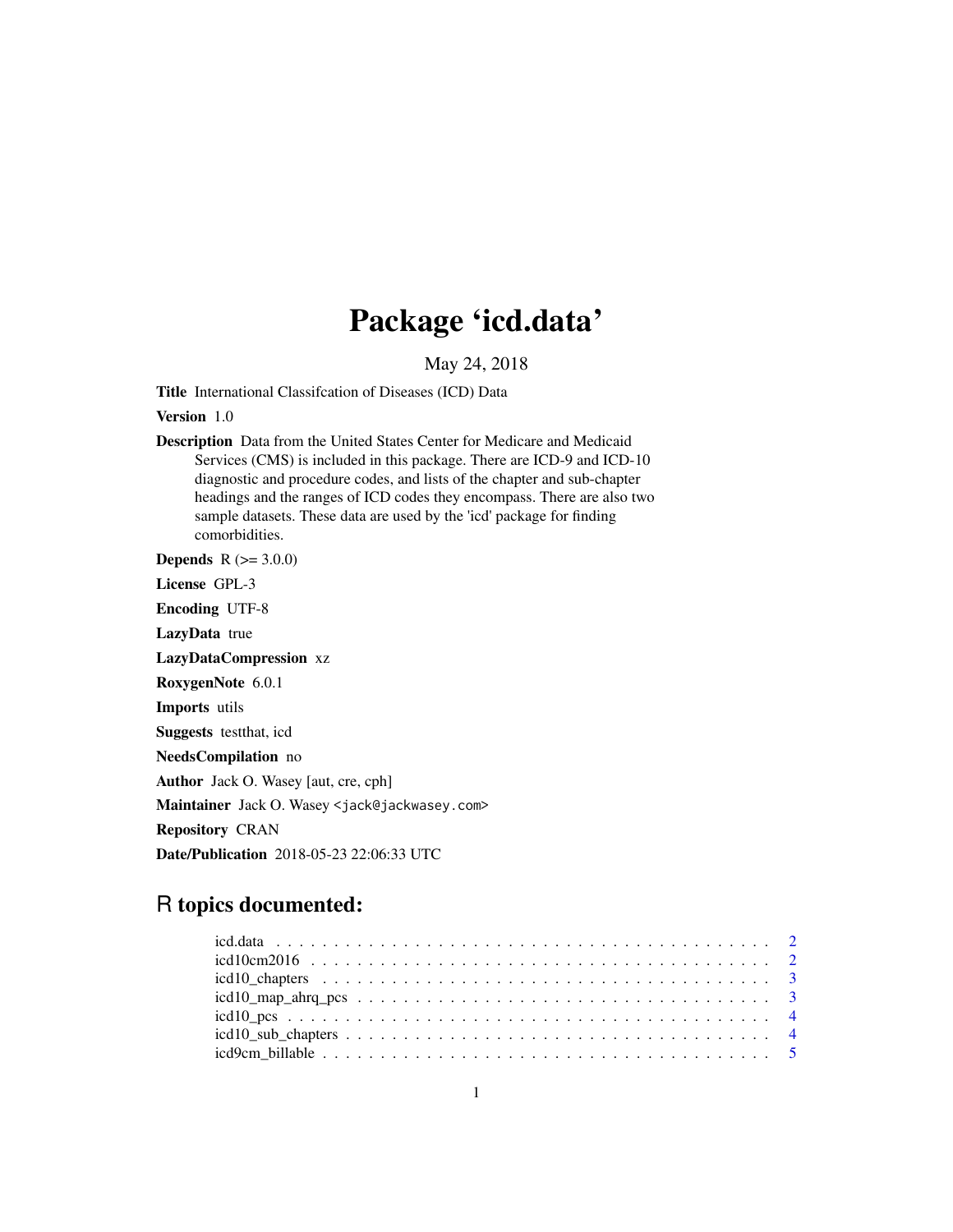# Package 'icd.data'

May 24, 2018

**Title** International Classifcation of Diseases (ICD) Data

**Version** 1.0

**Description** Data from the United States Center for Medicare and Medicaid Services (CMS) is included in this package. There are ICD-9 and ICD-10 diagnostic and procedure codes, and lists of the chapter and sub-chapter headings and the ranges of ICD codes they encompass. There are also two sample datasets. These data are used by the 'icd' package for finding comorbidities.

**Depends** R (>= 3.0.0)

**License** GPL-3

**Encoding** UTF-8

**LazyData** true

**LazyDataCompression** xz

**RoxygenNote** 6.0.1

**Imports** utils

**Suggests** testthat, icd

**NeedsCompilation** no

**Author** Jack O. Wasey [aut, cre, cph]

**Maintainer** Jack O. Wasey <jack@jackwasey.com>

**Repository** CRAN

**Date/Publication** 2018-05-23 22:06:33 UTC

## R topics documented:

- icd.data . . . . . . . . . . . . . . . . . . . . . . . . . . . . . . . . . . . . . . . . . . 2
- icd10cm2016 . . . . . . . . . . . . . . . . . . . . . . . . . . . . . . . . . . . . . . . . 2
- icd10_chapters . . . . . . . . . . . . . . . . . . . . . . . . . . . . . . . . . . . . . . . 3
- icd10_map_ahrq_pcs . . . . . . . . . . . . . . . . . . . . . . . . . . . . . . . . . . . . 3
- icd10_pcs . . . . . . . . . . . . . . . . . . . . . . . . . . . . . . . . . . . . . . . . . . 4
- icd10_sub_chapters . . . . . . . . . . . . . . . . . . . . . . . . . . . . . . . . . . . . 4
- icd9cm_billable . . . . . . . . . . . . . . . . . . . . . . . . . . . . . . . . . . . . . . 5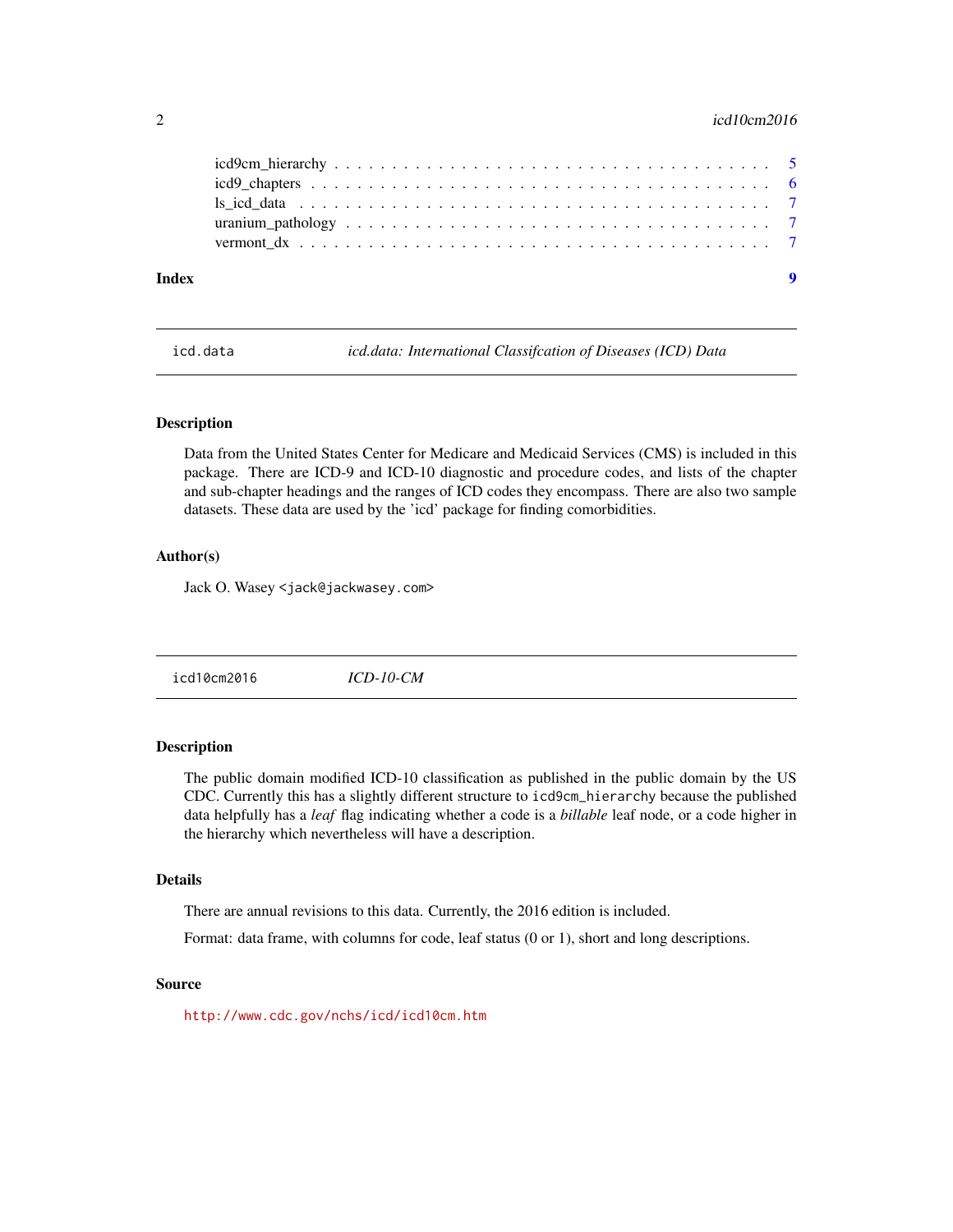icd9cm_hierarchy . . . . . . . . . . . . . . . . . . . . . . . . . . . . . . . . . . . . 5
icd9_chapters . . . . . . . . . . . . . . . . . . . . . . . . . . . . . . . . . . . . . . 6
ls_icd_data . . . . . . . . . . . . . . . . . . . . . . . . . . . . . . . . . . . . . . 7
uranium_pathology . . . . . . . . . . . . . . . . . . . . . . . . . . . . . . . . . . . 7
vermont_dx . . . . . . . . . . . . . . . . . . . . . . . . . . . . . . . . . . . . . . 7

**Index** 9

---

`icd.data` *icd.data: International Classifcation of Diseases (ICD) Data*

---

### Description

Data from the United States Center for Medicare and Medicaid Services (CMS) is included in this package. There are ICD-9 and ICD-10 diagnostic and procedure codes, and lists of the chapter and sub-chapter headings and the ranges of ICD codes they encompass. There are also two sample datasets. These data are used by the 'icd' package for finding comorbidities.

### Author(s)

Jack O. Wasey `<jack@jackwasey.com>`

---

`icd10cm2016` *ICD-10-CM*

---

### Description

The public domain modified ICD-10 classification as published in the public domain by the US CDC. Currently this has a slightly different structure to `icd9cm_hierarchy` because the published data helpfully has a *leaf* flag indicating whether a code is a *billable* leaf node, or a code higher in the hierarchy which nevertheless will have a description.

### Details

There are annual revisions to this data. Currently, the 2016 edition is included.

Format: data frame, with columns for code, leaf status (0 or 1), short and long descriptions.

### Source

`http://www.cdc.gov/nchs/icd/icd10cm.htm`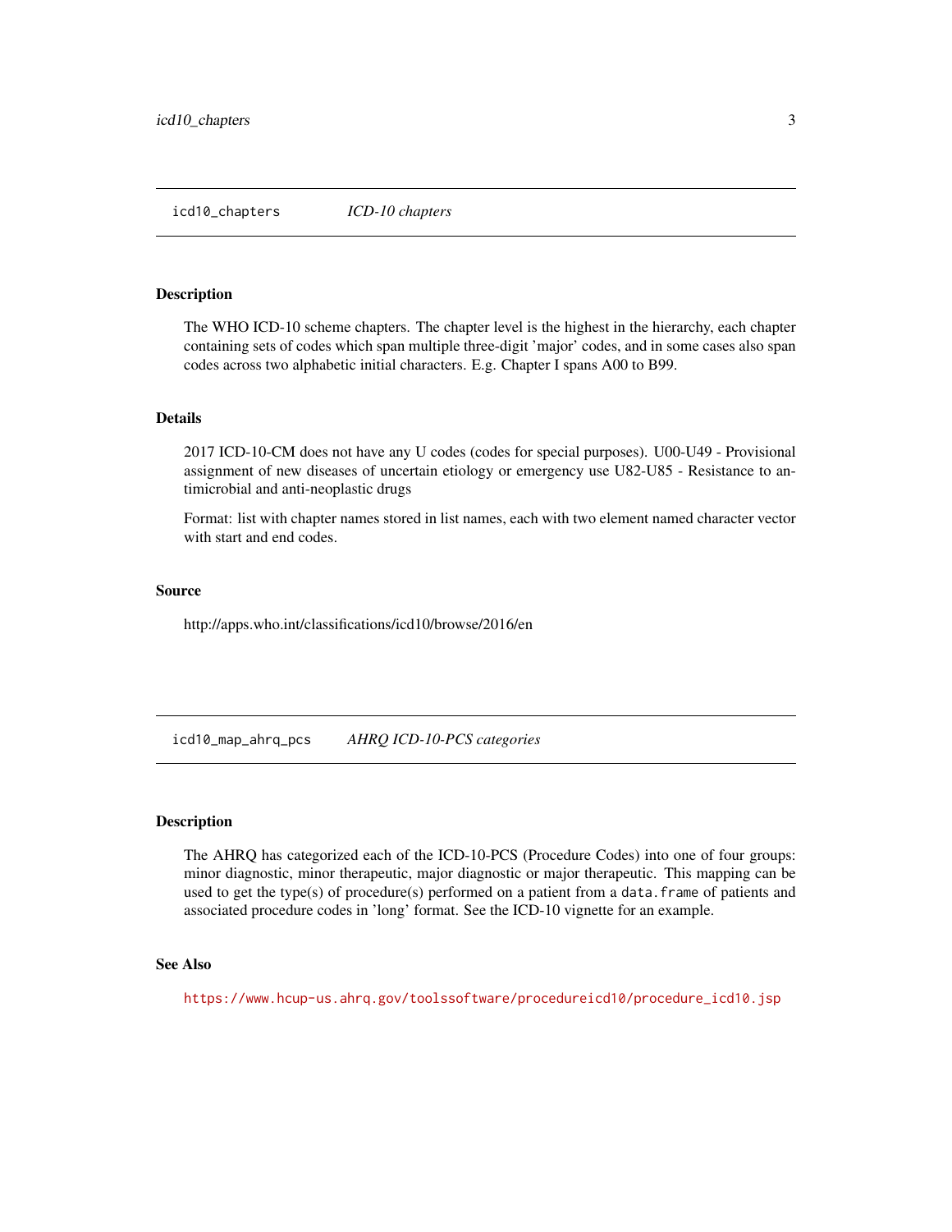## icd10_chapters *ICD-10 chapters*

### Description

The WHO ICD-10 scheme chapters. The chapter level is the highest in the hierarchy, each chapter containing sets of codes which span multiple three-digit 'major' codes, and in some cases also span codes across two alphabetic initial characters. E.g. Chapter I spans A00 to B99.

### Details

2017 ICD-10-CM does not have any U codes (codes for special purposes). U00-U49 - Provisional assignment of new diseases of uncertain etiology or emergency use U82-U85 - Resistance to antimicrobial and anti-neoplastic drugs

Format: list with chapter names stored in list names, each with two element named character vector with start and end codes.

### Source

http://apps.who.int/classifications/icd10/browse/2016/en

## icd10_map_ahrq_pcs *AHRQ ICD-10-PCS categories*

### Description

The AHRQ has categorized each of the ICD-10-PCS (Procedure Codes) into one of four groups: minor diagnostic, minor therapeutic, major diagnostic or major therapeutic. This mapping can be used to get the type(s) of procedure(s) performed on a patient from a `data.frame` of patients and associated procedure codes in 'long' format. See the ICD-10 vignette for an example.

### See Also

https://www.hcup-us.ahrq.gov/toolssoftware/procedureicd10/procedure_icd10.jsp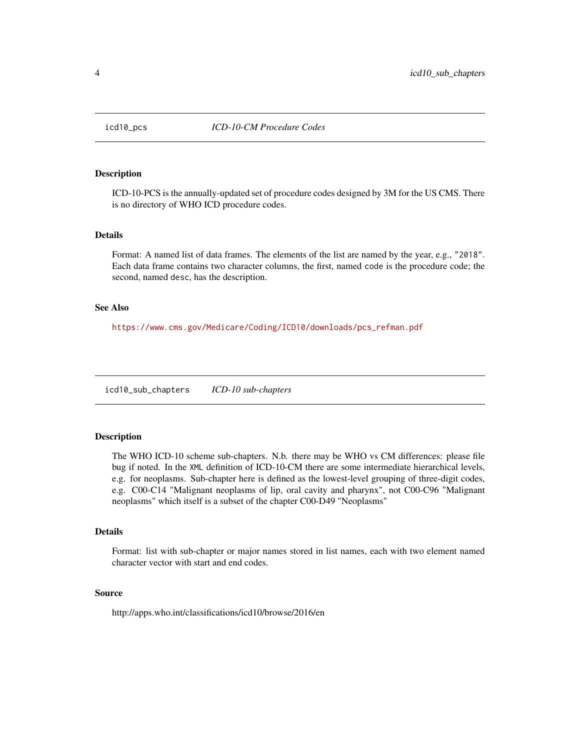## icd10_pcs — *ICD-10-CM Procedure Codes*

### Description

ICD-10-PCS is the annually-updated set of procedure codes designed by 3M for the US CMS. There is no directory of WHO ICD procedure codes.

### Details

Format: A named list of data frames. The elements of the list are named by the year, e.g., `"2018"`. Each data frame contains two character columns, the first, named `code` is the procedure code; the second, named `desc`, has the description.

### See Also

https://www.cms.gov/Medicare/Coding/ICD10/downloads/pcs_refman.pdf

## icd10_sub_chapters — *ICD-10 sub-chapters*

### Description

The WHO ICD-10 scheme sub-chapters. N.b. there may be WHO vs CM differences: please file bug if noted. In the `XML` definition of ICD-10-CM there are some intermediate hierarchical levels, e.g. for neoplasms. Sub-chapter here is defined as the lowest-level grouping of three-digit codes, e.g. C00-C14 "Malignant neoplasms of lip, oral cavity and pharynx", not C00-C96 "Malignant neoplasms" which itself is a subset of the chapter C00-D49 "Neoplasms"

### Details

Format: list with sub-chapter or major names stored in list names, each with two element named character vector with start and end codes.

### Source

http://apps.who.int/classifications/icd10/browse/2016/en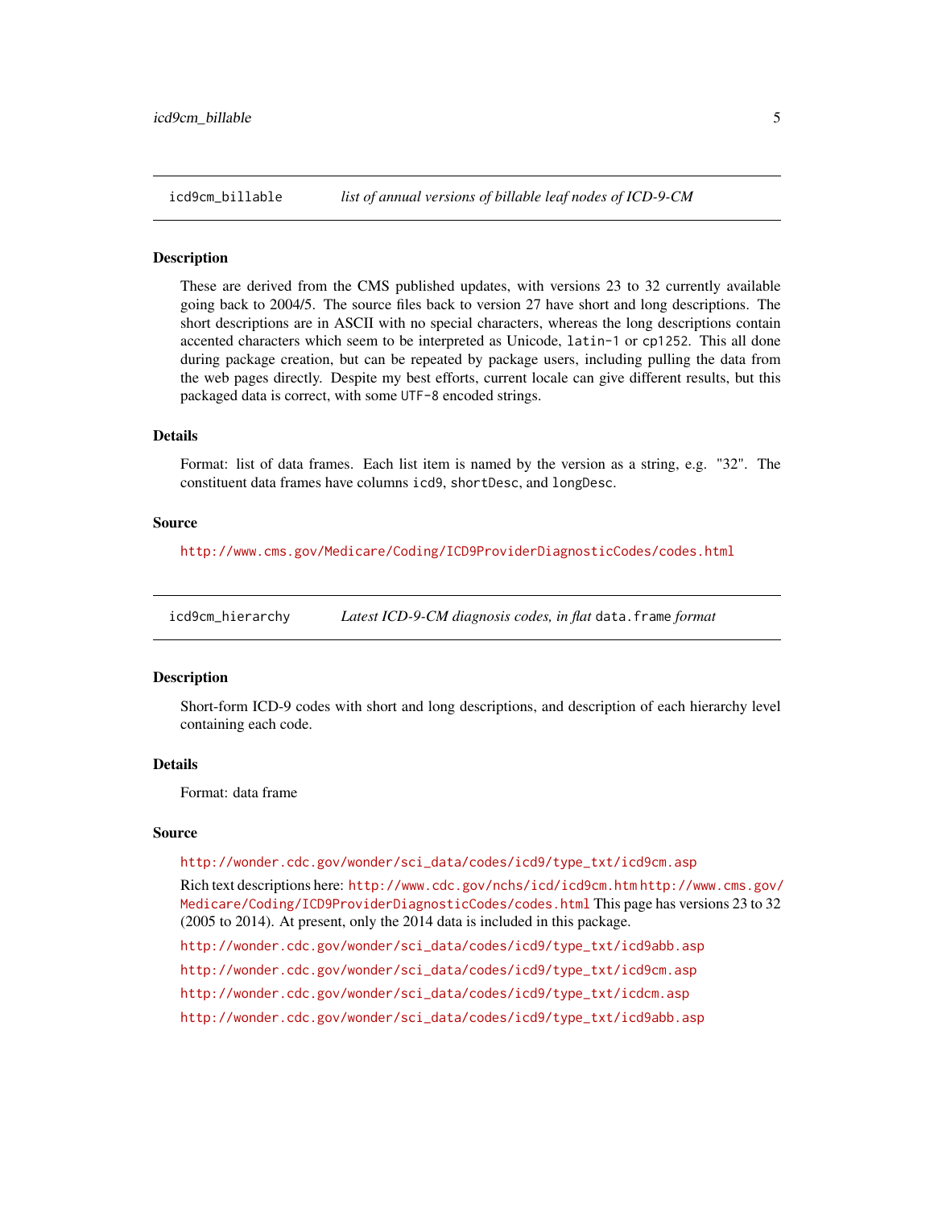## icd9cm_billable — *list of annual versions of billable leaf nodes of ICD-9-CM*

### Description

These are derived from the CMS published updates, with versions 23 to 32 currently available going back to 2004/5. The source files back to version 27 have short and long descriptions. The short descriptions are in ASCII with no special characters, whereas the long descriptions contain accented characters which seem to be interpreted as Unicode, `latin-1` or `cp1252`. This all done during package creation, but can be repeated by package users, including pulling the data from the web pages directly. Despite my best efforts, current locale can give different results, but this packaged data is correct, with some `UTF-8` encoded strings.

### Details

Format: list of data frames. Each list item is named by the version as a string, e.g. "32". The constituent data frames have columns `icd9`, `shortDesc`, and `longDesc`.

### Source

http://www.cms.gov/Medicare/Coding/ICD9ProviderDiagnosticCodes/codes.html

## icd9cm_hierarchy — *Latest ICD-9-CM diagnosis codes, in flat `data.frame` format*

### Description

Short-form ICD-9 codes with short and long descriptions, and description of each hierarchy level containing each code.

### Details

Format: data frame

### Source

http://wonder.cdc.gov/wonder/sci_data/codes/icd9/type_txt/icd9cm.asp

Rich text descriptions here: http://www.cdc.gov/nchs/icd/icd9cm.htm http://www.cms.gov/Medicare/Coding/ICD9ProviderDiagnosticCodes/codes.html This page has versions 23 to 32 (2005 to 2014). At present, only the 2014 data is included in this package.

http://wonder.cdc.gov/wonder/sci_data/codes/icd9/type_txt/icd9abb.asp

http://wonder.cdc.gov/wonder/sci_data/codes/icd9/type_txt/icd9cm.asp

http://wonder.cdc.gov/wonder/sci_data/codes/icd9/type_txt/icdcm.asp

http://wonder.cdc.gov/wonder/sci_data/codes/icd9/type_txt/icd9abb.asp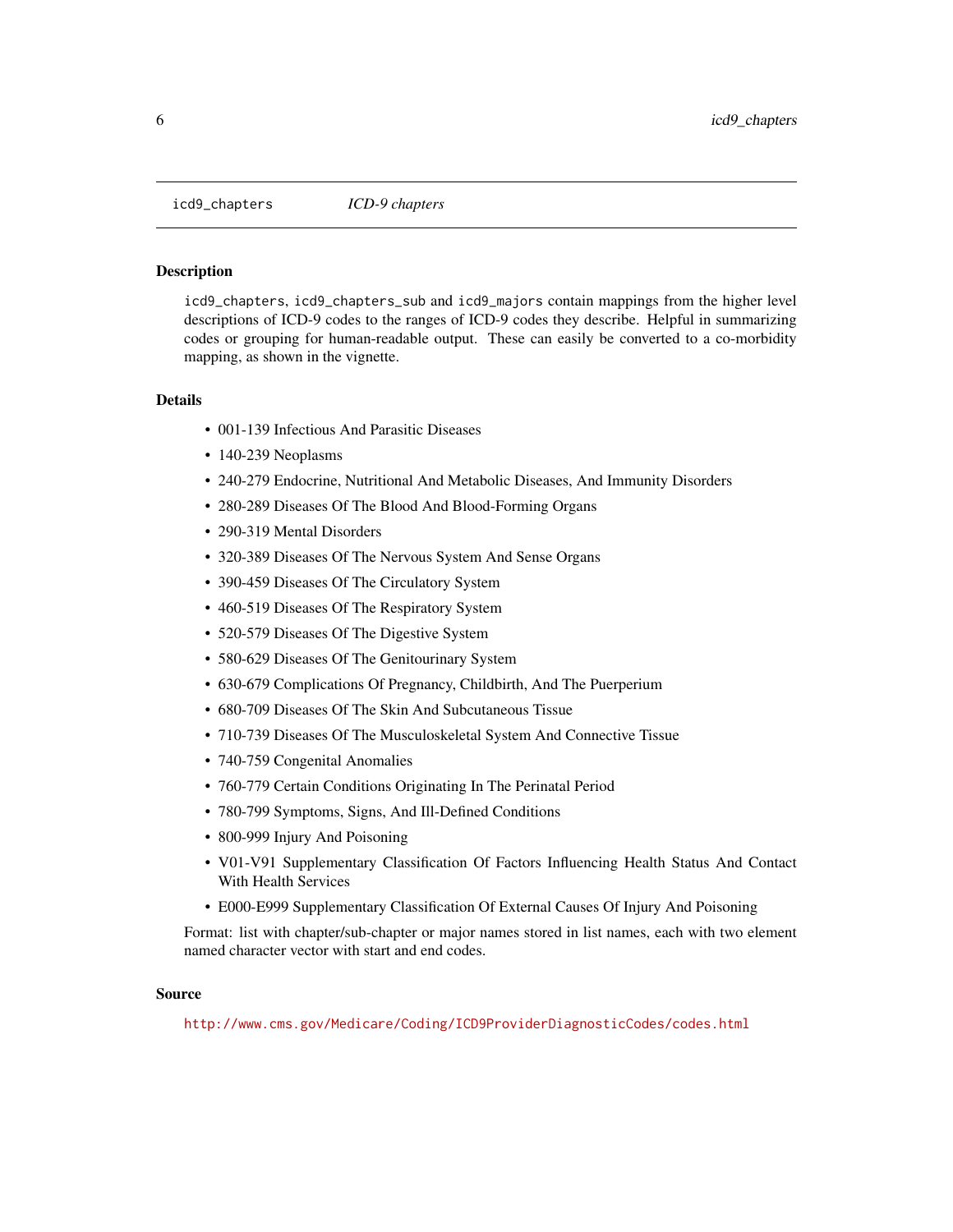`icd9_chapters` *ICD-9 chapters*

## Description

`icd9_chapters`, `icd9_chapters_sub` and `icd9_majors` contain mappings from the higher level descriptions of ICD-9 codes to the ranges of ICD-9 codes they describe. Helpful in summarizing codes or grouping for human-readable output. These can easily be converted to a co-morbidity mapping, as shown in the vignette.

## Details

- 001-139 Infectious And Parasitic Diseases
- 140-239 Neoplasms
- 240-279 Endocrine, Nutritional And Metabolic Diseases, And Immunity Disorders
- 280-289 Diseases Of The Blood And Blood-Forming Organs
- 290-319 Mental Disorders
- 320-389 Diseases Of The Nervous System And Sense Organs
- 390-459 Diseases Of The Circulatory System
- 460-519 Diseases Of The Respiratory System
- 520-579 Diseases Of The Digestive System
- 580-629 Diseases Of The Genitourinary System
- 630-679 Complications Of Pregnancy, Childbirth, And The Puerperium
- 680-709 Diseases Of The Skin And Subcutaneous Tissue
- 710-739 Diseases Of The Musculoskeletal System And Connective Tissue
- 740-759 Congenital Anomalies
- 760-779 Certain Conditions Originating In The Perinatal Period
- 780-799 Symptoms, Signs, And Ill-Defined Conditions
- 800-999 Injury And Poisoning
- V01-V91 Supplementary Classification Of Factors Influencing Health Status And Contact With Health Services
- E000-E999 Supplementary Classification Of External Causes Of Injury And Poisoning

Format: list with chapter/sub-chapter or major names stored in list names, each with two element named character vector with start and end codes.

## Source

http://www.cms.gov/Medicare/Coding/ICD9ProviderDiagnosticCodes/codes.html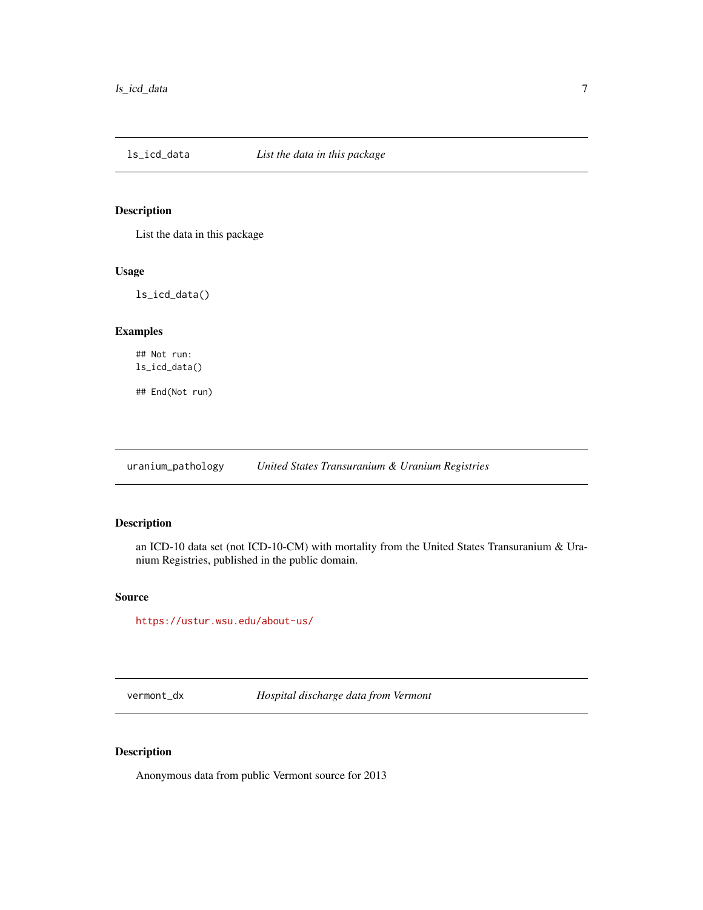## ls_icd_data *List the data in this package*

### Description

List the data in this package

### Usage

```
ls_icd_data()
```

### Examples

```
## Not run:
ls_icd_data()

## End(Not run)
```

## uranium_pathology *United States Transuranium & Uranium Registries*

### Description

an ICD-10 data set (not ICD-10-CM) with mortality from the United States Transuranium & Uranium Registries, published in the public domain.

### Source

https://ustur.wsu.edu/about-us/

## vermont_dx *Hospital discharge data from Vermont*

### Description

Anonymous data from public Vermont source for 2013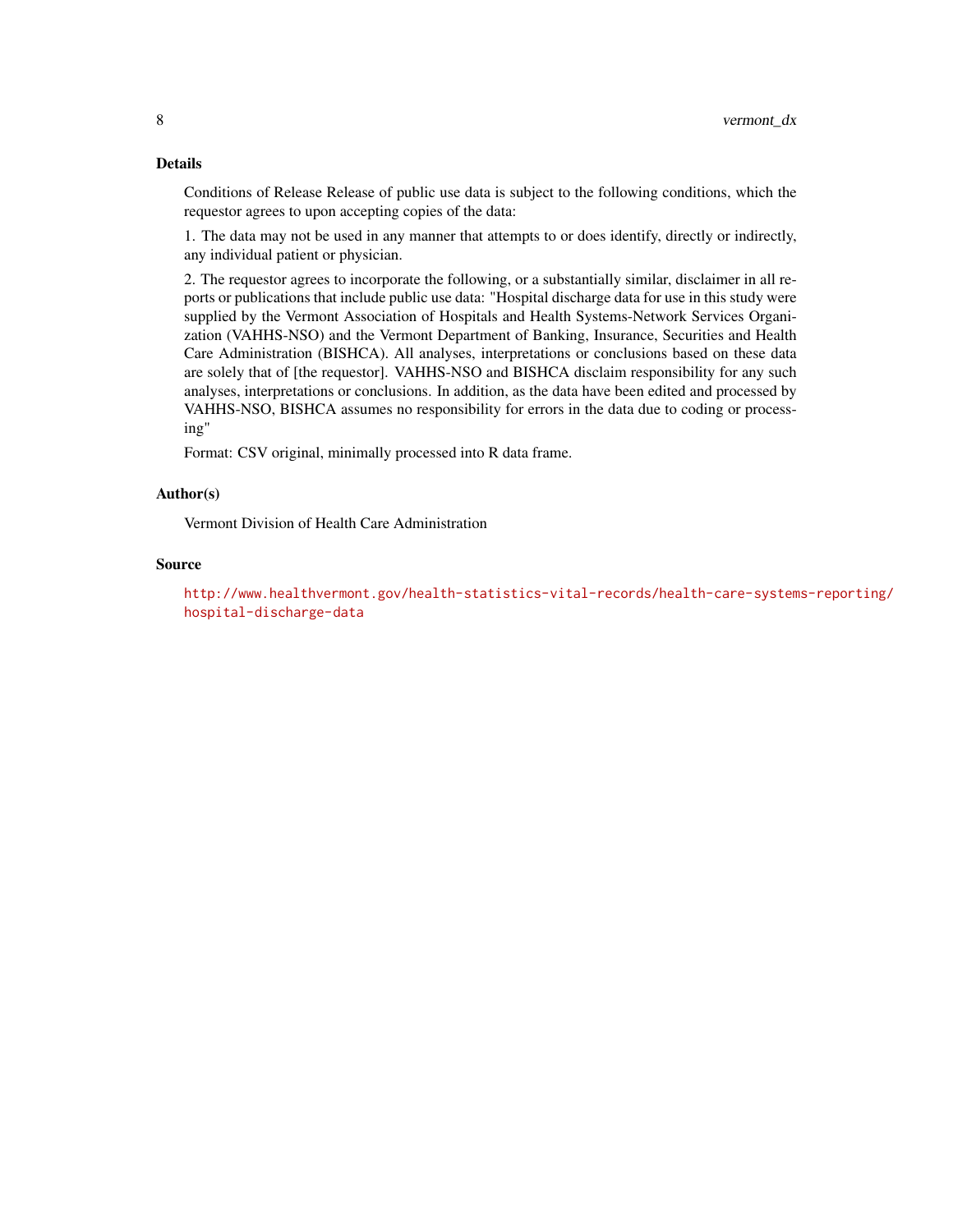## Details

Conditions of Release Release of public use data is subject to the following conditions, which the requestor agrees to upon accepting copies of the data:

1. The data may not be used in any manner that attempts to or does identify, directly or indirectly, any individual patient or physician.

2. The requestor agrees to incorporate the following, or a substantially similar, disclaimer in all reports or publications that include public use data: "Hospital discharge data for use in this study were supplied by the Vermont Association of Hospitals and Health Systems-Network Services Organization (VAHHS-NSO) and the Vermont Department of Banking, Insurance, Securities and Health Care Administration (BISHCA). All analyses, interpretations or conclusions based on these data are solely that of [the requestor]. VAHHS-NSO and BISHCA disclaim responsibility for any such analyses, interpretations or conclusions. In addition, as the data have been edited and processed by VAHHS-NSO, BISHCA assumes no responsibility for errors in the data due to coding or processing"

Format: CSV original, minimally processed into R data frame.

## Author(s)

Vermont Division of Health Care Administration

## Source

http://www.healthvermont.gov/health-statistics-vital-records/health-care-systems-reporting/hospital-discharge-data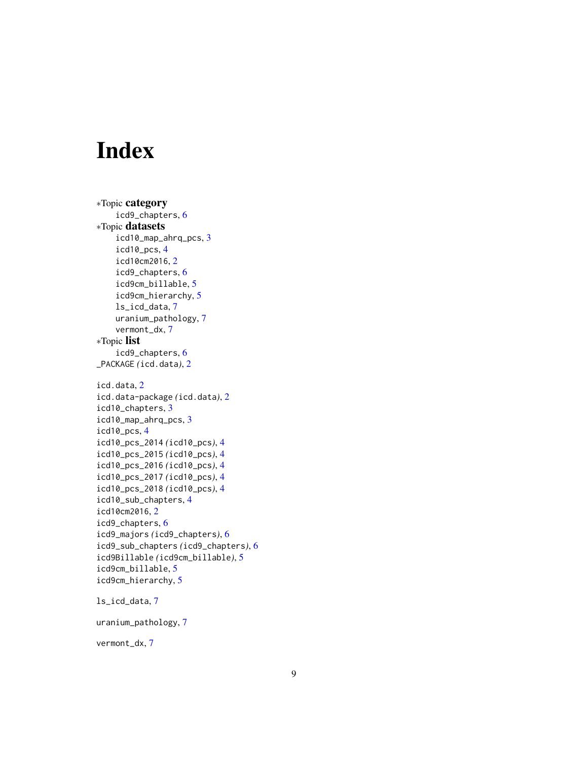# Index

*Topic **category**
    icd9_chapters, 6
*Topic **datasets**
    icd10_map_ahrq_pcs, 3
    icd10_pcs, 4
    icd10cm2016, 2
    icd9_chapters, 6
    icd9cm_billable, 5
    icd9cm_hierarchy, 5
    ls_icd_data, 7
    uranium_pathology, 7
    vermont_dx, 7
*Topic **list**
    icd9_chapters, 6
_PACKAGE (icd.data), 2

icd.data, 2
icd.data-package (icd.data), 2
icd10_chapters, 3
icd10_map_ahrq_pcs, 3
icd10_pcs, 4
icd10_pcs_2014 (icd10_pcs), 4
icd10_pcs_2015 (icd10_pcs), 4
icd10_pcs_2016 (icd10_pcs), 4
icd10_pcs_2017 (icd10_pcs), 4
icd10_pcs_2018 (icd10_pcs), 4
icd10_sub_chapters, 4
icd10cm2016, 2
icd9_chapters, 6
icd9_majors (icd9_chapters), 6
icd9_sub_chapters (icd9_chapters), 6
icd9Billable (icd9cm_billable), 5
icd9cm_billable, 5
icd9cm_hierarchy, 5

ls_icd_data, 7

uranium_pathology, 7

vermont_dx, 7